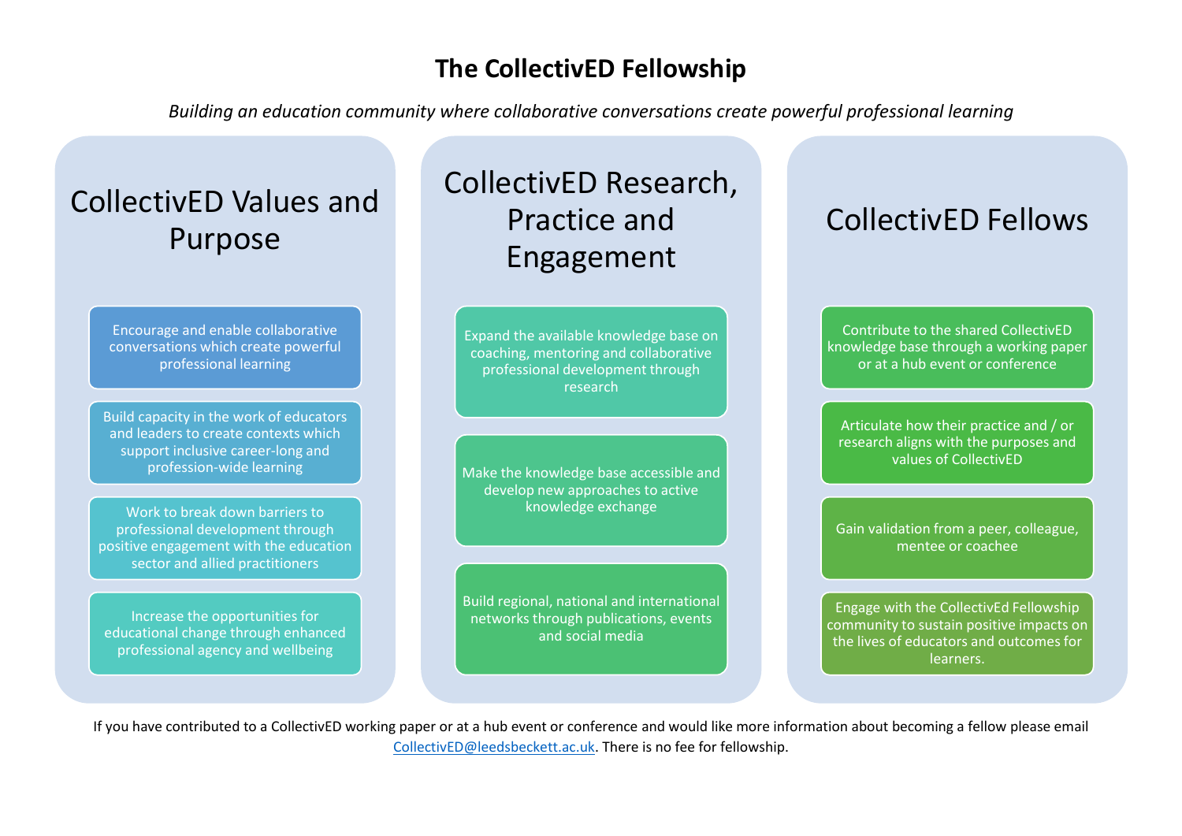# The CollectivED Fellowship

*Building an education community where collaborative conversations create powerful professional learning*

## CollectivED Values and Purpose

- Encourage and enable collaborative conversations which create powerful professional learning
- Build capacity in the work of educators and leaders to create contexts which support inclusive career-long and profession-wide learning
- Work to break down barriers to professional development through positive engagement with the education sector and allied practitioners
- Increase the opportunities for educational change through enhanced professional agency and wellbeing

## CollectivED Research, Practice and Engagement

- Expand the available knowledge base on coaching, mentoring and collaborative professional development through research
- Make the knowledge base accessible and develop new approaches to active knowledge exchange
- Build regional, national and international networks through publications, events and social media

## CollectivED Fellows

- Contribute to the shared CollectivED knowledge base through a working paper or at a hub event or conference
- Articulate how their practice and / or research aligns with the purposes and values of CollectivED
- Gain validation from a peer, colleague, mentee or coachee
- Engage with the CollectivEd Fellowship community to sustain positive impacts on the lives of educators and outcomes for learners.

If you have contributed to a CollectivED working paper or at a hub event or conference and would like more information about becoming a fellow please email CollectivED@leedsbeckett.ac.uk. There is no fee for fellowship.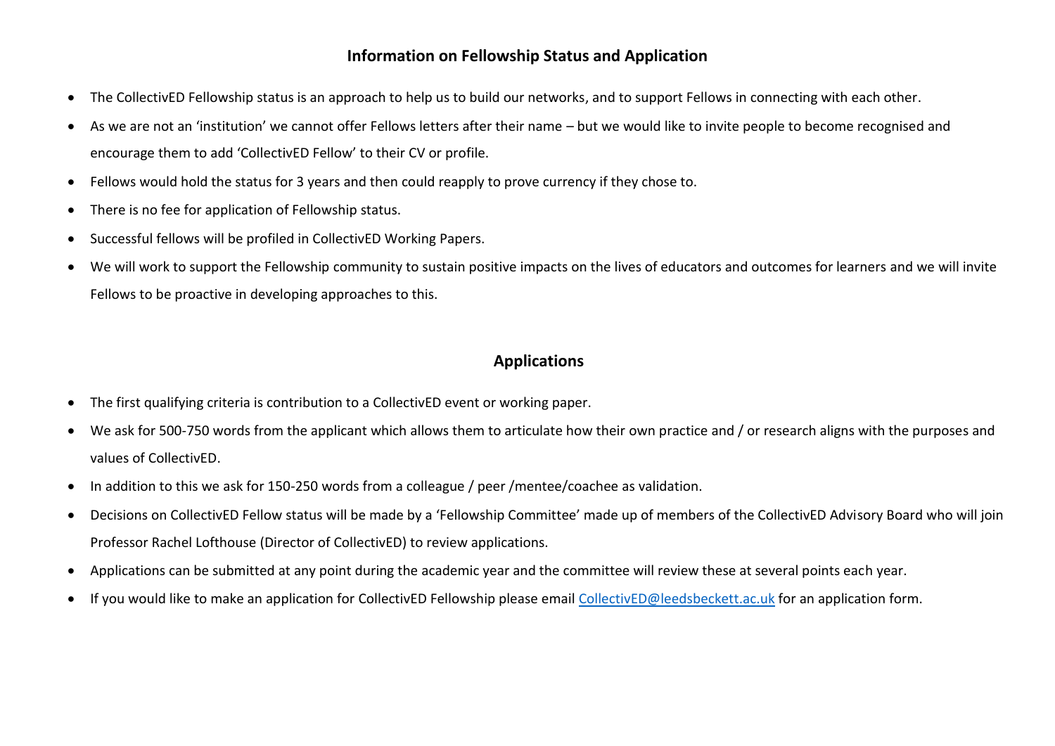## Information on Fellowship Status and Application

- The CollectivED Fellowship status is an approach to help us to build our networks, and to support Fellows in connecting with each other.
- As we are not an 'institution' we cannot offer Fellows letters after their name – but we would like to invite people to become recognised and encourage them to add 'CollectivED Fellow' to their CV or profile.
- Fellows would hold the status for 3 years and then could reapply to prove currency if they chose to.
- There is no fee for application of Fellowship status.
- Successful fellows will be profiled in CollectivED Working Papers.
- We will work to support the Fellowship community to sustain positive impacts on the lives of educators and outcomes for learners and we will invite Fellows to be proactive in developing approaches to this.

## Applications

- The first qualifying criteria is contribution to a CollectivED event or working paper.
- We ask for 500-750 words from the applicant which allows them to articulate how their own practice and / or research aligns with the purposes and values of CollectivED.
- In addition to this we ask for 150-250 words from a colleague / peer /mentee/coachee as validation.
- Decisions on CollectivED Fellow status will be made by a 'Fellowship Committee' made up of members of the CollectivED Advisory Board who will join Professor Rachel Lofthouse (Director of CollectivED) to review applications.
- Applications can be submitted at any point during the academic year and the committee will review these at several points each year.
- If you would like to make an application for CollectivED Fellowship please email [CollectivED@leedsbeckett.ac.uk](mailto:CollectivED@leedsbeckett.ac.uk) for an application form.